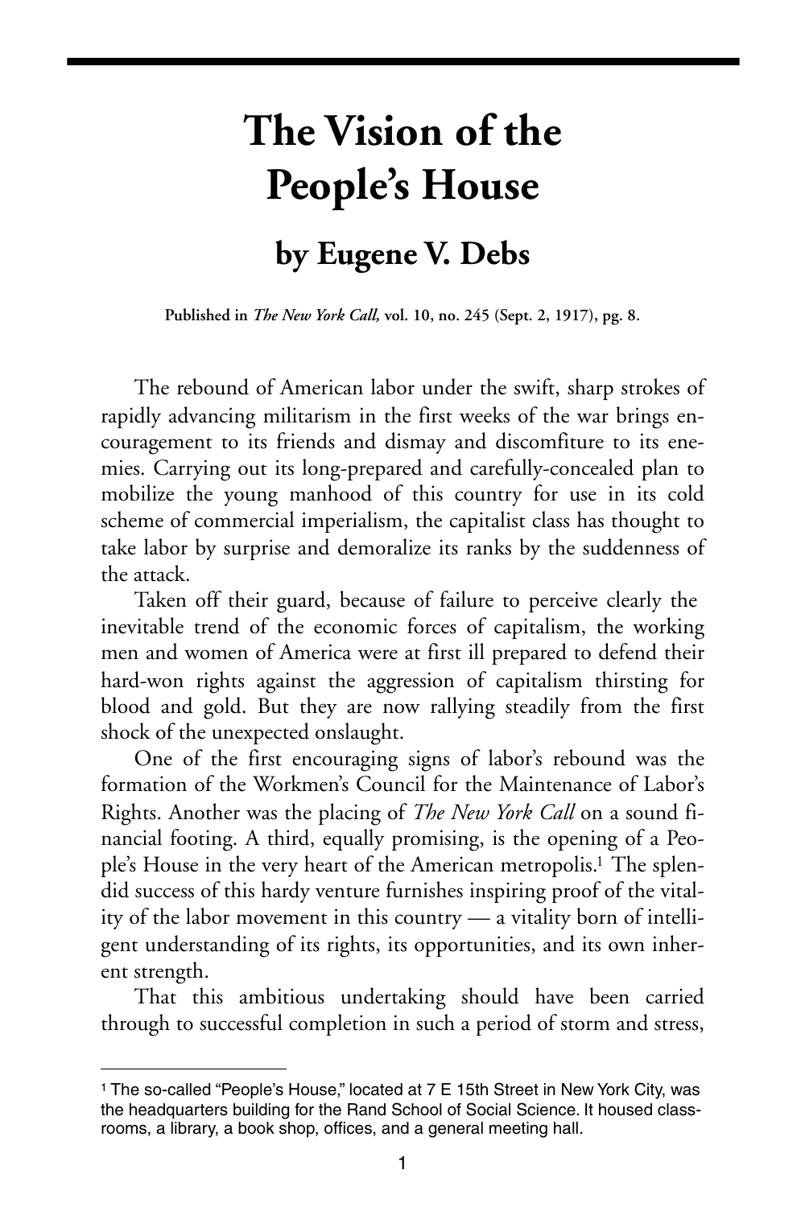# The Vision of the People's House

## by Eugene V. Debs

**Published in *The New York Call,* vol. 10, no. 245 (Sept. 2, 1917), pg. 8.**

The rebound of American labor under the swift, sharp strokes of rapidly advancing militarism in the first weeks of the war brings encouragement to its friends and dismay and discomfiture to its enemies. Carrying out its long-prepared and carefully-concealed plan to mobilize the young manhood of this country for use in its cold scheme of commercial imperialism, the capitalist class has thought to take labor by surprise and demoralize its ranks by the suddenness of the attack.

Taken off their guard, because of failure to perceive clearly the inevitable trend of the economic forces of capitalism, the working men and women of America were at first ill prepared to defend their hard-won rights against the aggression of capitalism thirsting for blood and gold. But they are now rallying steadily from the first shock of the unexpected onslaught.

One of the first encouraging signs of labor's rebound was the formation of the Workmen's Council for the Maintenance of Labor's Rights. Another was the placing of *The New York Call* on a sound financial footing. A third, equally promising, is the opening of a People's House in the very heart of the American metropolis.[1] The splendid success of this hardy venture furnishes inspiring proof of the vitality of the labor movement in this country — a vitality born of intelligent understanding of its rights, its opportunities, and its own inherent strength.

That this ambitious undertaking should have been carried through to successful completion in such a period of storm and stress,

---

[1] The so-called "People's House," located at 7 E 15th Street in New York City, was the headquarters building for the Rand School of Social Science. It housed classrooms, a library, a book shop, offices, and a general meeting hall.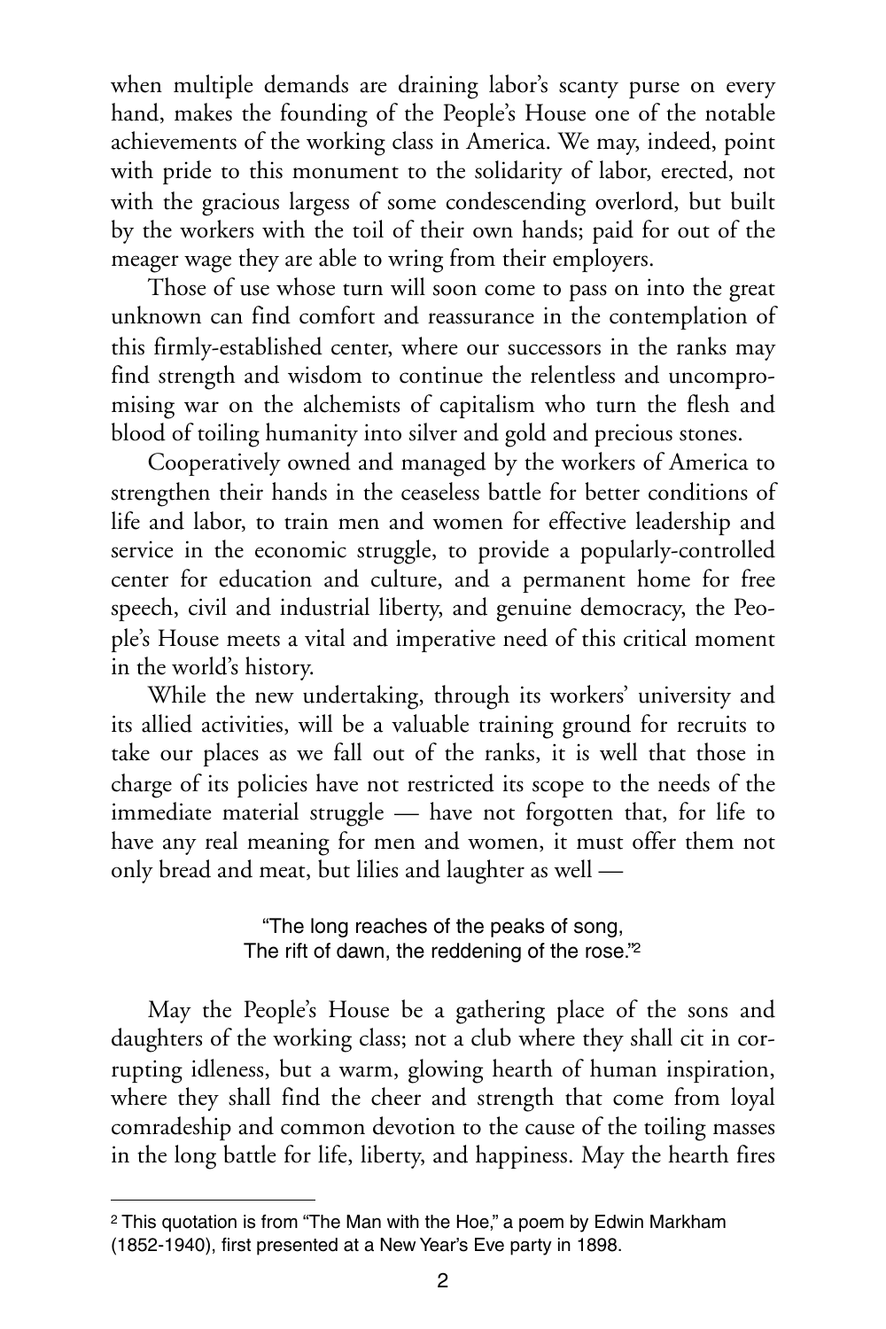when multiple demands are draining labor's scanty purse on every hand, makes the founding of the People's House one of the notable achievements of the working class in America. We may, indeed, point with pride to this monument to the solidarity of labor, erected, not with the gracious largess of some condescending overlord, but built by the workers with the toil of their own hands; paid for out of the meager wage they are able to wring from their employers.

Those of use whose turn will soon come to pass on into the great unknown can find comfort and reassurance in the contemplation of this firmly-established center, where our successors in the ranks may find strength and wisdom to continue the relentless and uncompromising war on the alchemists of capitalism who turn the flesh and blood of toiling humanity into silver and gold and precious stones.

Cooperatively owned and managed by the workers of America to strengthen their hands in the ceaseless battle for better conditions of life and labor, to train men and women for effective leadership and service in the economic struggle, to provide a popularly-controlled center for education and culture, and a permanent home for free speech, civil and industrial liberty, and genuine democracy, the People's House meets a vital and imperative need of this critical moment in the world's history.

While the new undertaking, through its workers' university and its allied activities, will be a valuable training ground for recruits to take our places as we fall out of the ranks, it is well that those in charge of its policies have not restricted its scope to the needs of the immediate material struggle — have not forgotten that, for life to have any real meaning for men and women, it must offer them not only bread and meat, but lilies and laughter as well —

> "The long reaches of the peaks of song,
> The rift of dawn, the reddening of the rose."[2]

May the People's House be a gathering place of the sons and daughters of the working class; not a club where they shall cit in corrupting idleness, but a warm, glowing hearth of human inspiration, where they shall find the cheer and strength that come from loyal comradeship and common devotion to the cause of the toiling masses in the long battle for life, liberty, and happiness. May the hearth fires

---

[2] This quotation is from "The Man with the Hoe," a poem by Edwin Markham (1852-1940), first presented at a New Year's Eve party in 1898.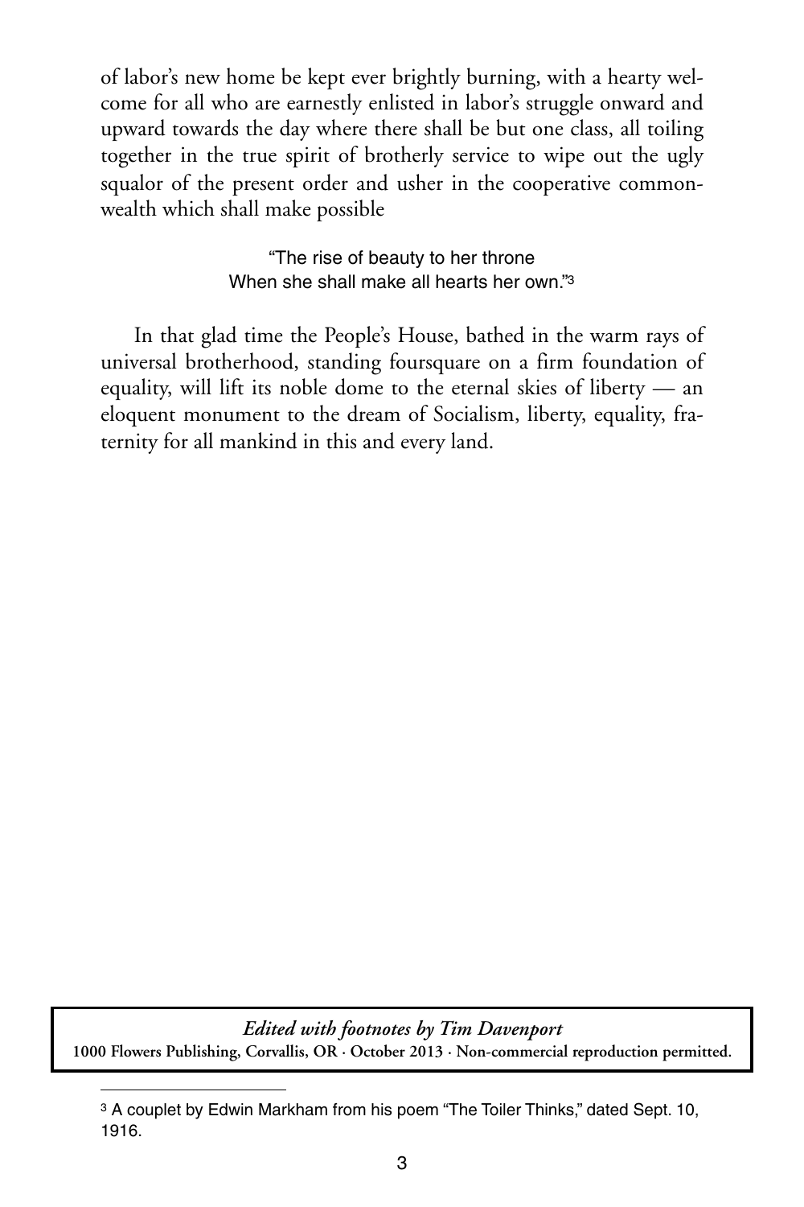of labor's new home be kept ever brightly burning, with a hearty welcome for all who are earnestly enlisted in labor's struggle onward and upward towards the day where there shall be but one class, all toiling together in the true spirit of brotherly service to wipe out the ugly squalor of the present order and usher in the cooperative commonwealth which shall make possible

> "The rise of beauty to her throne
> When she shall make all hearts her own."[3]

In that glad time the People's House, bathed in the warm rays of universal brotherhood, standing foursquare on a firm foundation of equality, will lift its noble dome to the eternal skies of liberty — an eloquent monument to the dream of Socialism, liberty, equality, fraternity for all mankind in this and every land.

***Edited with footnotes by Tim Davenport***
**1000 Flowers Publishing, Corvallis, OR · October 2013 · Non-commercial reproduction permitted.**

---

[3] A couplet by Edwin Markham from his poem "The Toiler Thinks," dated Sept. 10, 1916.